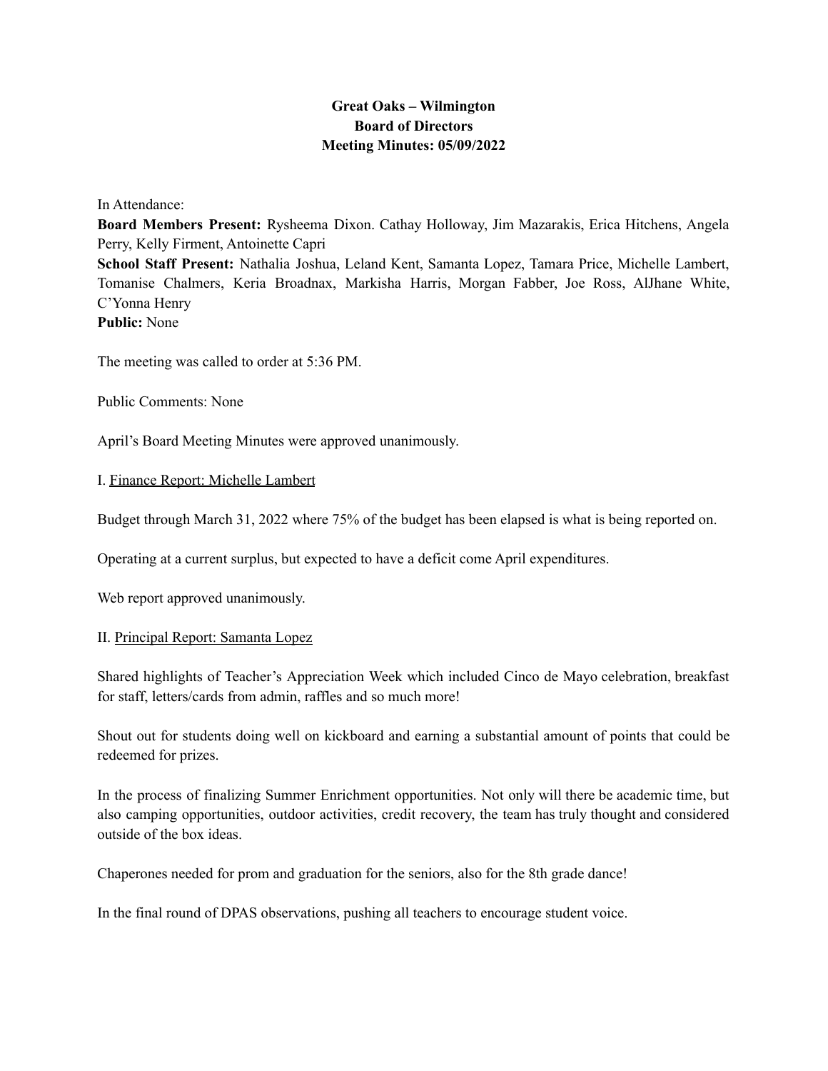**Great Oaks – Wilmington**
**Board of Directors**
**Meeting Minutes: 05/09/2022**

In Attendance:

**Board Members Present:** Rysheema Dixon. Cathay Holloway, Jim Mazarakis, Erica Hitchens, Angela Perry, Kelly Firment, Antoinette Capri
**School Staff Present:** Nathalia Joshua, Leland Kent, Samanta Lopez, Tamara Price, Michelle Lambert, Tomanise Chalmers, Keria Broadnax, Markisha Harris, Morgan Fabber, Joe Ross, AlJhane White, C'Yonna Henry
**Public:** None

The meeting was called to order at 5:36 PM.

Public Comments: None

April's Board Meeting Minutes were approved unanimously.

I. Finance Report: Michelle Lambert

Budget through March 31, 2022 where 75% of the budget has been elapsed is what is being reported on.

Operating at a current surplus, but expected to have a deficit come April expenditures.

Web report approved unanimously.

II. Principal Report: Samanta Lopez

Shared highlights of Teacher's Appreciation Week which included Cinco de Mayo celebration, breakfast for staff, letters/cards from admin, raffles and so much more!

Shout out for students doing well on kickboard and earning a substantial amount of points that could be redeemed for prizes.

In the process of finalizing Summer Enrichment opportunities. Not only will there be academic time, but also camping opportunities, outdoor activities, credit recovery, the team has truly thought and considered outside of the box ideas.

Chaperones needed for prom and graduation for the seniors, also for the 8th grade dance!

In the final round of DPAS observations, pushing all teachers to encourage student voice.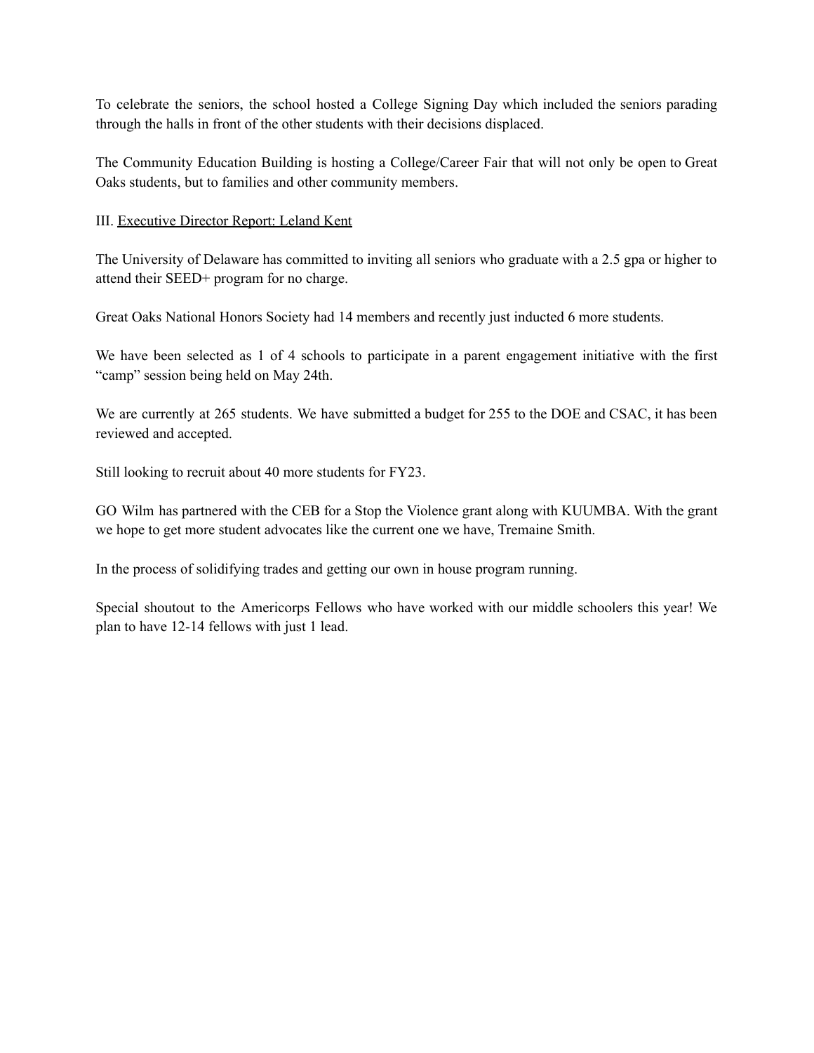To celebrate the seniors, the school hosted a College Signing Day which included the seniors parading through the halls in front of the other students with their decisions displaced.

The Community Education Building is hosting a College/Career Fair that will not only be open to Great Oaks students, but to families and other community members.

III. Executive Director Report: Leland Kent

The University of Delaware has committed to inviting all seniors who graduate with a 2.5 gpa or higher to attend their SEED+ program for no charge.

Great Oaks National Honors Society had 14 members and recently just inducted 6 more students.

We have been selected as 1 of 4 schools to participate in a parent engagement initiative with the first "camp" session being held on May 24th.

We are currently at 265 students. We have submitted a budget for 255 to the DOE and CSAC, it has been reviewed and accepted.

Still looking to recruit about 40 more students for FY23.

GO Wilm has partnered with the CEB for a Stop the Violence grant along with KUUMBA. With the grant we hope to get more student advocates like the current one we have, Tremaine Smith.

In the process of solidifying trades and getting our own in house program running.

Special shoutout to the Americorps Fellows who have worked with our middle schoolers this year! We plan to have 12-14 fellows with just 1 lead.